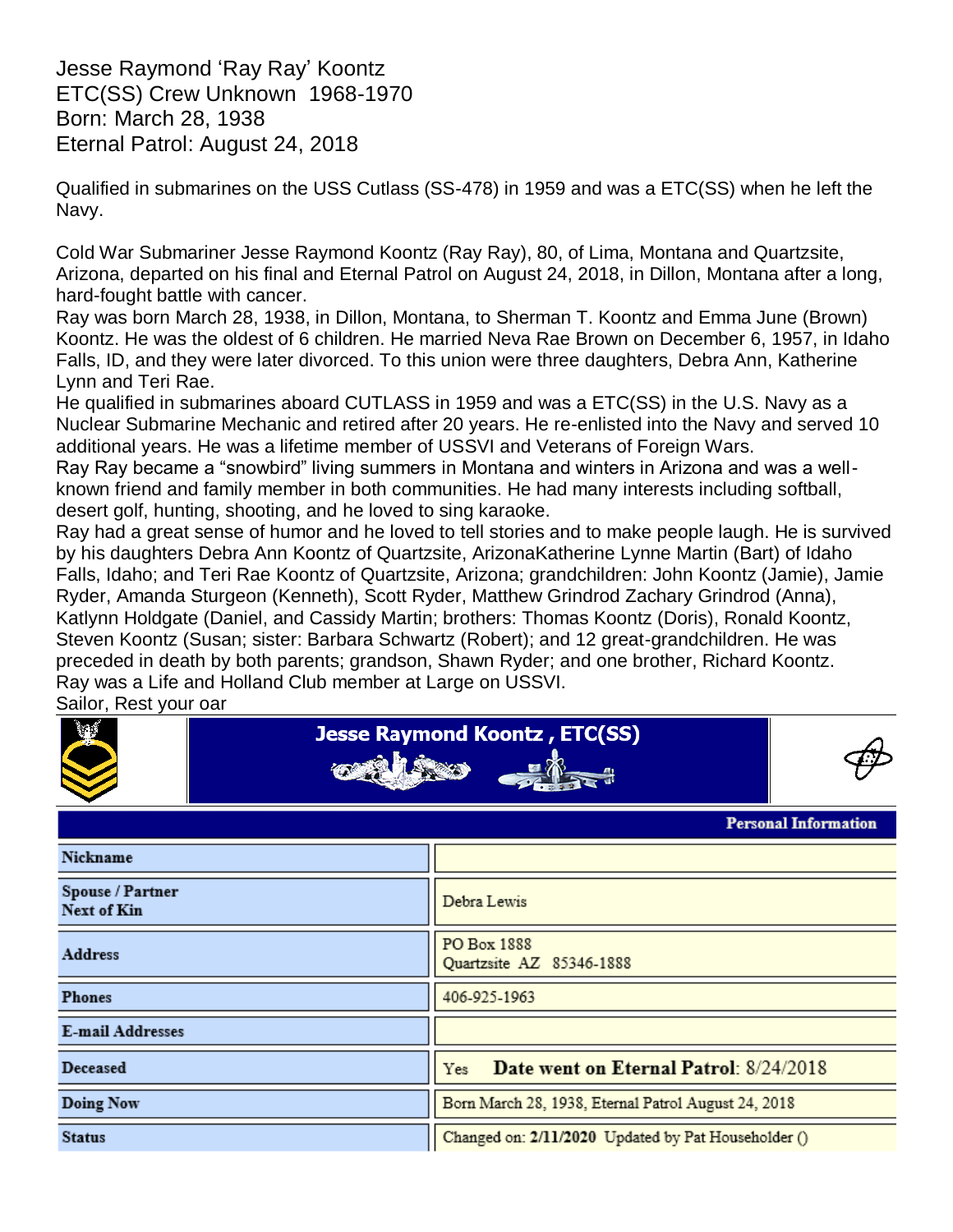Jesse Raymond 'Ray Ray' Koontz
ETC(SS) Crew Unknown 1968-1970
Born: March 28, 1938
Eternal Patrol: August 24, 2018

Qualified in submarines on the USS Cutlass (SS-478) in 1959 and was a ETC(SS) when he left the Navy.

Cold War Submariner Jesse Raymond Koontz (Ray Ray), 80, of Lima, Montana and Quartzsite, Arizona, departed on his final and Eternal Patrol on August 24, 2018, in Dillon, Montana after a long, hard-fought battle with cancer.
Ray was born March 28, 1938, in Dillon, Montana, to Sherman T. Koontz and Emma June (Brown) Koontz. He was the oldest of 6 children. He married Neva Rae Brown on December 6, 1957, in Idaho Falls, ID, and they were later divorced. To this union were three daughters, Debra Ann, Katherine Lynn and Teri Rae.
He qualified in submarines aboard CUTLASS in 1959 and was a ETC(SS) in the U.S. Navy as a Nuclear Submarine Mechanic and retired after 20 years. He re-enlisted into the Navy and served 10 additional years. He was a lifetime member of USSVI and Veterans of Foreign Wars.
Ray Ray became a "snowbird" living summers in Montana and winters in Arizona and was a well-known friend and family member in both communities. He had many interests including softball, desert golf, hunting, shooting, and he loved to sing karaoke.
Ray had a great sense of humor and he loved to tell stories and to make people laugh. He is survived by his daughters Debra Ann Koontz of Quartzsite, ArizonaKatherine Lynne Martin (Bart) of Idaho Falls, Idaho; and Teri Rae Koontz of Quartzsite, Arizona; grandchildren: John Koontz (Jamie), Jamie Ryder, Amanda Sturgeon (Kenneth), Scott Ryder, Matthew Grindrod Zachary Grindrod (Anna), Katlynn Holdgate (Daniel, and Cassidy Martin; brothers: Thomas Koontz (Doris), Ronald Koontz, Steven Koontz (Susan; sister: Barbara Schwartz (Robert); and 12 great-grandchildren. He was preceded in death by both parents; grandson, Shawn Ryder; and one brother, Richard Koontz.
Ray was a Life and Holland Club member at Large on USSVI.
Sailor, Rest your oar

## Jesse Raymond Koontz , ETC(SS)

| Personal Information | |
|---|---|
| Nickname | |
| Spouse / Partner<br>Next of Kin | Debra Lewis |
| Address | PO Box 1888<br>Quartzsite AZ 85346-1888 |
| Phones | 406-925-1963 |
| E-mail Addresses | |
| Deceased | Yes **Date went on Eternal Patrol**: 8/24/2018 |
| Doing Now | Born March 28, 1938, Eternal Patrol August 24, 2018 |
| Status | Changed on: **2/11/2020** Updated by Pat Householder () |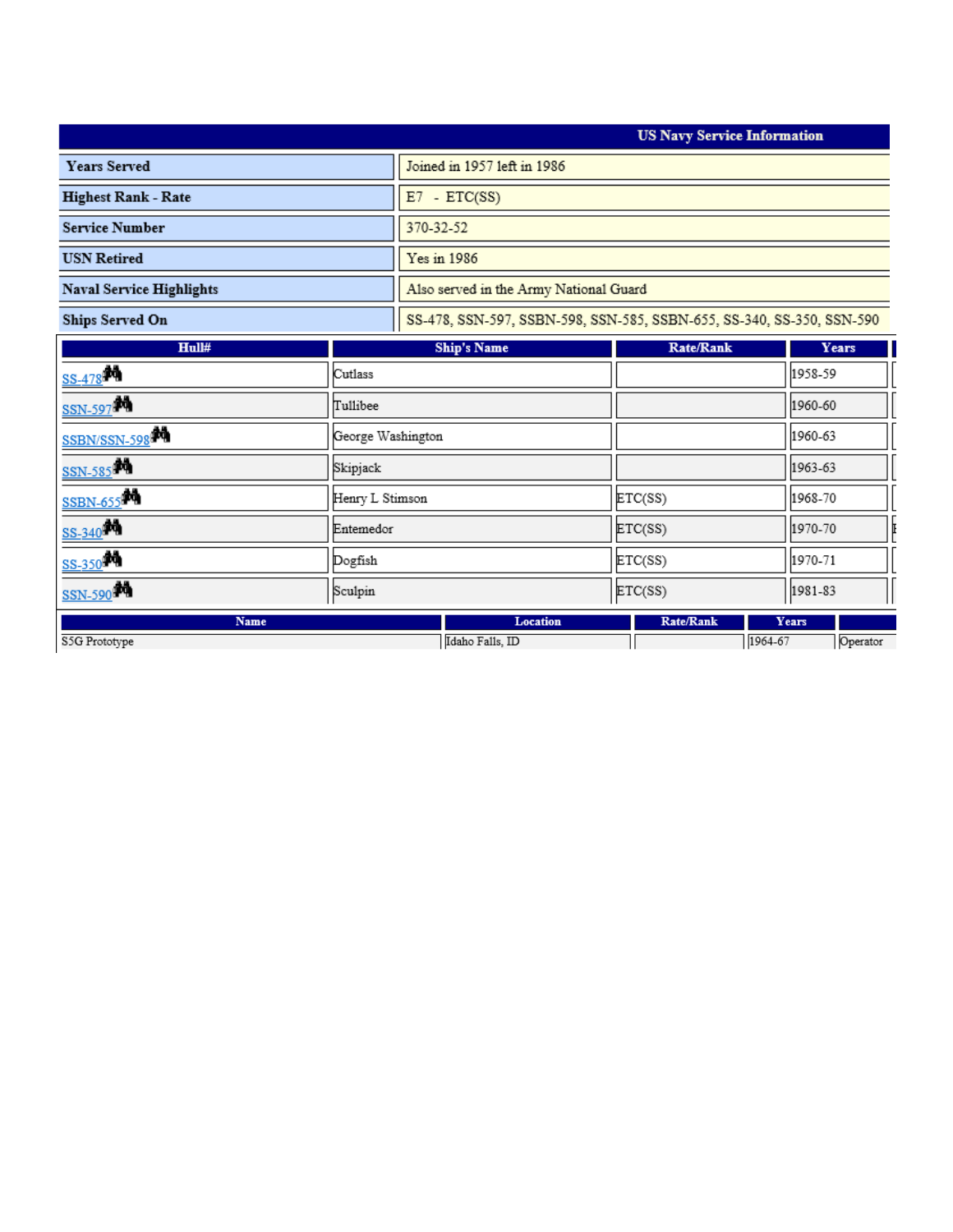## US Navy Service Information

| | |
|---|---|
| **Years Served** | Joined in 1957 left in 1986 |
| **Highest Rank - Rate** | E7 - ETC(SS) |
| **Service Number** | 370-32-52 |
| **USN Retired** | Yes in 1986 |
| **Naval Service Highlights** | Also served in the Army National Guard |
| **Ships Served On** | SS-478, SSN-597, SSBN-598, SSN-585, SSBN-655, SS-340, SS-350, SSN-590 |

| Hull# | Ship's Name | Rate/Rank | Years | |
|---|---|---|---|---|
| SS-478 | Cutlass | | 1958-59 | |
| SSN-597 | Tullibee | | 1960-60 | |
| SSBN/SSN-598 | George Washington | | 1960-63 | |
| SSN-585 | Skipjack | | 1963-63 | |
| SSBN-655 | Henry L Stimson | ETC(SS) | 1968-70 | |
| SS-340 | Entemedor | ETC(SS) | 1970-70 | E |
| SS-350 | Dogfish | ETC(SS) | 1970-71 | |
| SSN-590 | Sculpin | ETC(SS) | 1981-83 | |

| Name | Location | Rate/Rank | Years | |
|---|---|---|---|---|
| S5G Prototype | Idaho Falls, ID | | 1964-67 | Operator |